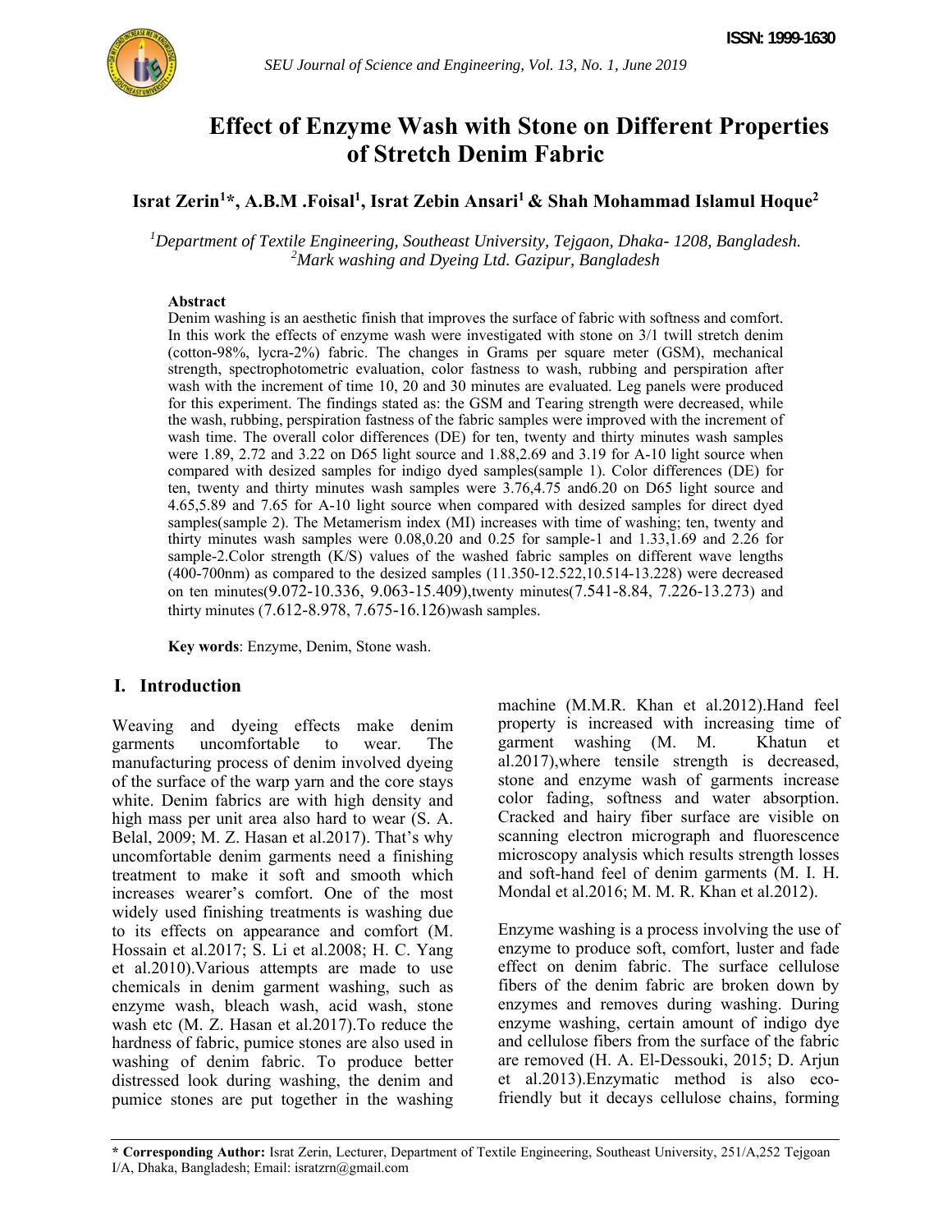# Effect of Enzyme Wash with Stone on Different Properties of Stretch Denim Fabric

**Israt Zerin[1]\*, A.B.M .Foisal[1], Israt Zebin Ansari[1] & Shah Mohammad Islamul Hoque[2]**

*[1]Department of Textile Engineering, Southeast University, Tejgaon, Dhaka- 1208, Bangladesh.*
*[2]Mark washing and Dyeing Ltd. Gazipur, Bangladesh*

### Abstract

Denim washing is an aesthetic finish that improves the surface of fabric with softness and comfort. In this work the effects of enzyme wash were investigated with stone on 3/1 twill stretch denim (cotton-98%, lycra-2%) fabric. The changes in Grams per square meter (GSM), mechanical strength, spectrophotometric evaluation, color fastness to wash, rubbing and perspiration after wash with the increment of time 10, 20 and 30 minutes are evaluated. Leg panels were produced for this experiment. The findings stated as: the GSM and Tearing strength were decreased, while the wash, rubbing, perspiration fastness of the fabric samples were improved with the increment of wash time. The overall color differences (DE) for ten, twenty and thirty minutes wash samples were 1.89, 2.72 and 3.22 on D65 light source and 1.88,2.69 and 3.19 for A-10 light source when compared with desized samples for indigo dyed samples(sample 1). Color differences (DE) for ten, twenty and thirty minutes wash samples were 3.76,4.75 and6.20 on D65 light source and 4.65,5.89 and 7.65 for A-10 light source when compared with desized samples for direct dyed samples(sample 2). The Metamerism index (MI) increases with time of washing; ten, twenty and thirty minutes wash samples were 0.08,0.20 and 0.25 for sample-1 and 1.33,1.69 and 2.26 for sample-2.Color strength (K/S) values of the washed fabric samples on different wave lengths (400-700nm) as compared to the desized samples (11.350-12.522,10.514-13.228) were decreased on ten minutes(9.072-10.336, 9.063-15.409),twenty minutes(7.541-8.84, 7.226-13.273) and thirty minutes (7.612-8.978, 7.675-16.126)wash samples.

**Key words**: Enzyme, Denim, Stone wash.

## I. Introduction

Weaving and dyeing effects make denim garments uncomfortable to wear. The manufacturing process of denim involved dyeing of the surface of the warp yarn and the core stays white. Denim fabrics are with high density and high mass per unit area also hard to wear (S. A. Belal, 2009; M. Z. Hasan et al.2017). That's why uncomfortable denim garments need a finishing treatment to make it soft and smooth which increases wearer's comfort. One of the most widely used finishing treatments is washing due to its effects on appearance and comfort (M. Hossain et al.2017; S. Li et al.2008; H. C. Yang et al.2010).Various attempts are made to use chemicals in denim garment washing, such as enzyme wash, bleach wash, acid wash, stone wash etc (M. Z. Hasan et al.2017).To reduce the hardness of fabric, pumice stones are also used in washing of denim fabric. To produce better distressed look during washing, the denim and pumice stones are put together in the washing machine (M.M.R. Khan et al.2012).Hand feel property is increased with increasing time of garment washing (M. M. Khatun et al.2017),where tensile strength is decreased, stone and enzyme wash of garments increase color fading, softness and water absorption. Cracked and hairy fiber surface are visible on scanning electron micrograph and fluorescence microscopy analysis which results strength losses and soft-hand feel of denim garments (M. I. H. Mondal et al.2016; M. M. R. Khan et al.2012).

Enzyme washing is a process involving the use of enzyme to produce soft, comfort, luster and fade effect on denim fabric. The surface cellulose fibers of the denim fabric are broken down by enzymes and removes during washing. During enzyme washing, certain amount of indigo dye and cellulose fibers from the surface of the fabric are removed (H. A. El-Dessouki, 2015; D. Arjun et al.2013).Enzymatic method is also eco-friendly but it decays cellulose chains, forming

---

\* **Corresponding Author:** Israt Zerin, Lecturer, Department of Textile Engineering, Southeast University, 251/A,252 Tejgoan I/A, Dhaka, Bangladesh; Email: isratzrn@gmail.com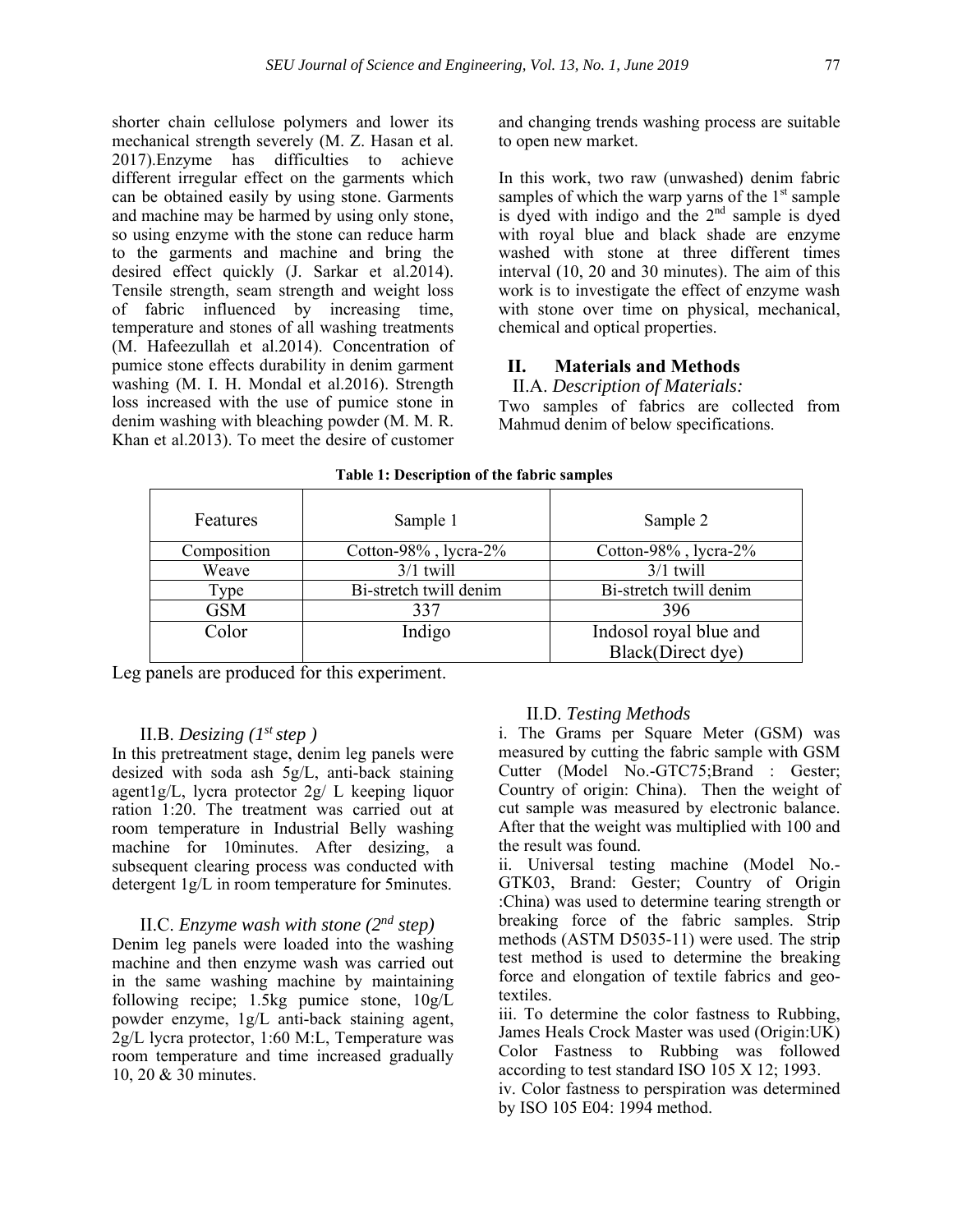shorter chain cellulose polymers and lower its mechanical strength severely (M. Z. Hasan et al. 2017).Enzyme has difficulties to achieve different irregular effect on the garments which can be obtained easily by using stone. Garments and machine may be harmed by using only stone, so using enzyme with the stone can reduce harm to the garments and machine and bring the desired effect quickly (J. Sarkar et al.2014). Tensile strength, seam strength and weight loss of fabric influenced by increasing time, temperature and stones of all washing treatments (M. Hafeezullah et al.2014). Concentration of pumice stone effects durability in denim garment washing (M. I. H. Mondal et al.2016). Strength loss increased with the use of pumice stone in denim washing with bleaching powder (M. M. R. Khan et al.2013). To meet the desire of customer and changing trends washing process are suitable to open new market.

In this work, two raw (unwashed) denim fabric samples of which the warp yarns of the 1st sample is dyed with indigo and the 2nd sample is dyed with royal blue and black shade are enzyme washed with stone at three different times interval (10, 20 and 30 minutes). The aim of this work is to investigate the effect of enzyme wash with stone over time on physical, mechanical, chemical and optical properties.

## II. Materials and Methods

### II.A. *Description of Materials:*

Two samples of fabrics are collected from Mahmud denim of below specifications.

**Table 1: Description of the fabric samples**

| Features | Sample 1 | Sample 2 |
|---|---|---|
| Composition | Cotton-98% , lycra-2% | Cotton-98% , lycra-2% |
| Weave | 3/1 twill | 3/1 twill |
| Type | Bi-stretch twill denim | Bi-stretch twill denim |
| GSM | 337 | 396 |
| Color | Indigo | Indosol royal blue and Black(Direct dye) |

Leg panels are produced for this experiment.

### II.B. *Desizing (1st step )*

In this pretreatment stage, denim leg panels were desized with soda ash 5g/L, anti-back staining agent1g/L, lycra protector 2g/ L keeping liquor ration 1:20. The treatment was carried out at room temperature in Industrial Belly washing machine for 10minutes. After desizing, a subsequent clearing process was conducted with detergent 1g/L in room temperature for 5minutes.

### II.C. *Enzyme wash with stone (2nd step)*

Denim leg panels were loaded into the washing machine and then enzyme wash was carried out in the same washing machine by maintaining following recipe; 1.5kg pumice stone, 10g/L powder enzyme, 1g/L anti-back staining agent, 2g/L lycra protector, 1:60 M:L, Temperature was room temperature and time increased gradually 10, 20 & 30 minutes.

### II.D. *Testing Methods*

i. The Grams per Square Meter (GSM) was measured by cutting the fabric sample with GSM Cutter (Model No.-GTC75;Brand : Gester; Country of origin: China). Then the weight of cut sample was measured by electronic balance. After that the weight was multiplied with 100 and the result was found.

ii. Universal testing machine (Model No.-GTK03, Brand: Gester; Country of Origin :China) was used to determine tearing strength or breaking force of the fabric samples. Strip methods (ASTM D5035-11) were used. The strip test method is used to determine the breaking force and elongation of textile fabrics and geo-textiles.

iii. To determine the color fastness to Rubbing, James Heals Crock Master was used (Origin:UK) Color Fastness to Rubbing was followed according to test standard ISO 105 X 12; 1993.

iv. Color fastness to perspiration was determined by ISO 105 E04: 1994 method.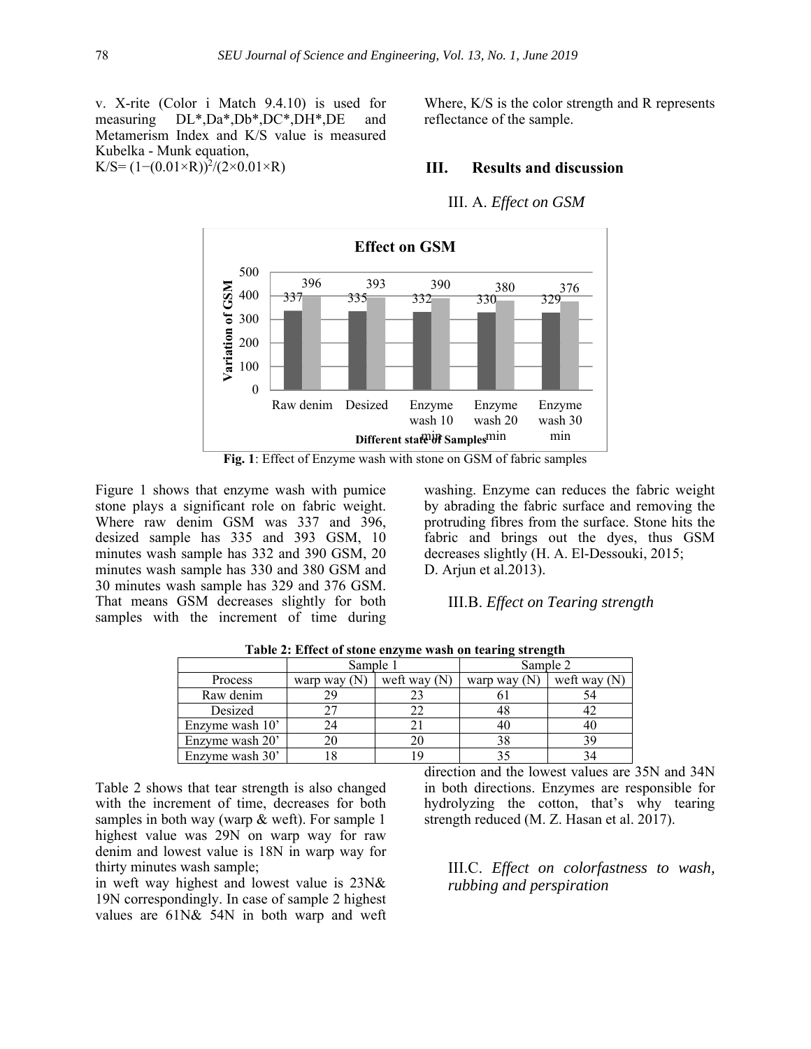v. X-rite (Color i Match 9.4.10) is used for measuring DL*,Da*,Db*,DC*,DH*,DE and Metamerism Index and K/S value is measured Kubelka - Munk equation,

$K/S= (1-(0.01\times R))^2/(2\times 0.01\times R)$

Where, K/S is the color strength and R represents reflectance of the sample.

## III. Results and discussion

### III. A. *Effect on GSM*

**Effect on GSM**

| Different state of Samples | Series 1 | Series 2 |
|---|---|---|
| Raw denim | 337 | 396 |
| Desized | 335 | 393 |
| Enzyme wash 10 min | 332 | 390 |
| Enzyme wash 20 min | 330 | 380 |
| Enzyme wash 30 min | 329 | 376 |

**Fig. 1**: Effect of Enzyme wash with stone on GSM of fabric samples

Figure 1 shows that enzyme wash with pumice stone plays a significant role on fabric weight. Where raw denim GSM was 337 and 396, desized sample has 335 and 393 GSM, 10 minutes wash sample has 332 and 390 GSM, 20 minutes wash sample has 330 and 380 GSM and 30 minutes wash sample has 329 and 376 GSM. That means GSM decreases slightly for both samples with the increment of time during washing. Enzyme can reduces the fabric weight by abrading the fabric surface and removing the protruding fibres from the surface. Stone hits the fabric and brings out the dyes, thus GSM decreases slightly (H. A. El-Dessouki, 2015; D. Arjun et al.2013).

### III.B. *Effect on Tearing strength*

**Table 2: Effect of stone enzyme wash on tearing strength**

| | Sample 1 | | Sample 2 | |
|---|---|---|---|---|
| Process | warp way (N) | weft way (N) | warp way (N) | weft way (N) |
| Raw denim | 29 | 23 | 61 | 54 |
| Desized | 27 | 22 | 48 | 42 |
| Enzyme wash 10' | 24 | 21 | 40 | 40 |
| Enzyme wash 20' | 20 | 20 | 38 | 39 |
| Enzyme wash 30' | 18 | 19 | 35 | 34 |

Table 2 shows that tear strength is also changed with the increment of time, decreases for both samples in both way (warp & weft). For sample 1 highest value was 29N on warp way for raw denim and lowest value is 18N in warp way for thirty minutes wash sample;

in weft way highest and lowest value is 23N& 19N correspondingly. In case of sample 2 highest values are 61N& 54N in both warp and weft direction and the lowest values are 35N and 34N in both directions. Enzymes are responsible for hydrolyzing the cotton, that's why tearing strength reduced (M. Z. Hasan et al. 2017).

### III.C. *Effect on colorfastness to wash, rubbing and perspiration*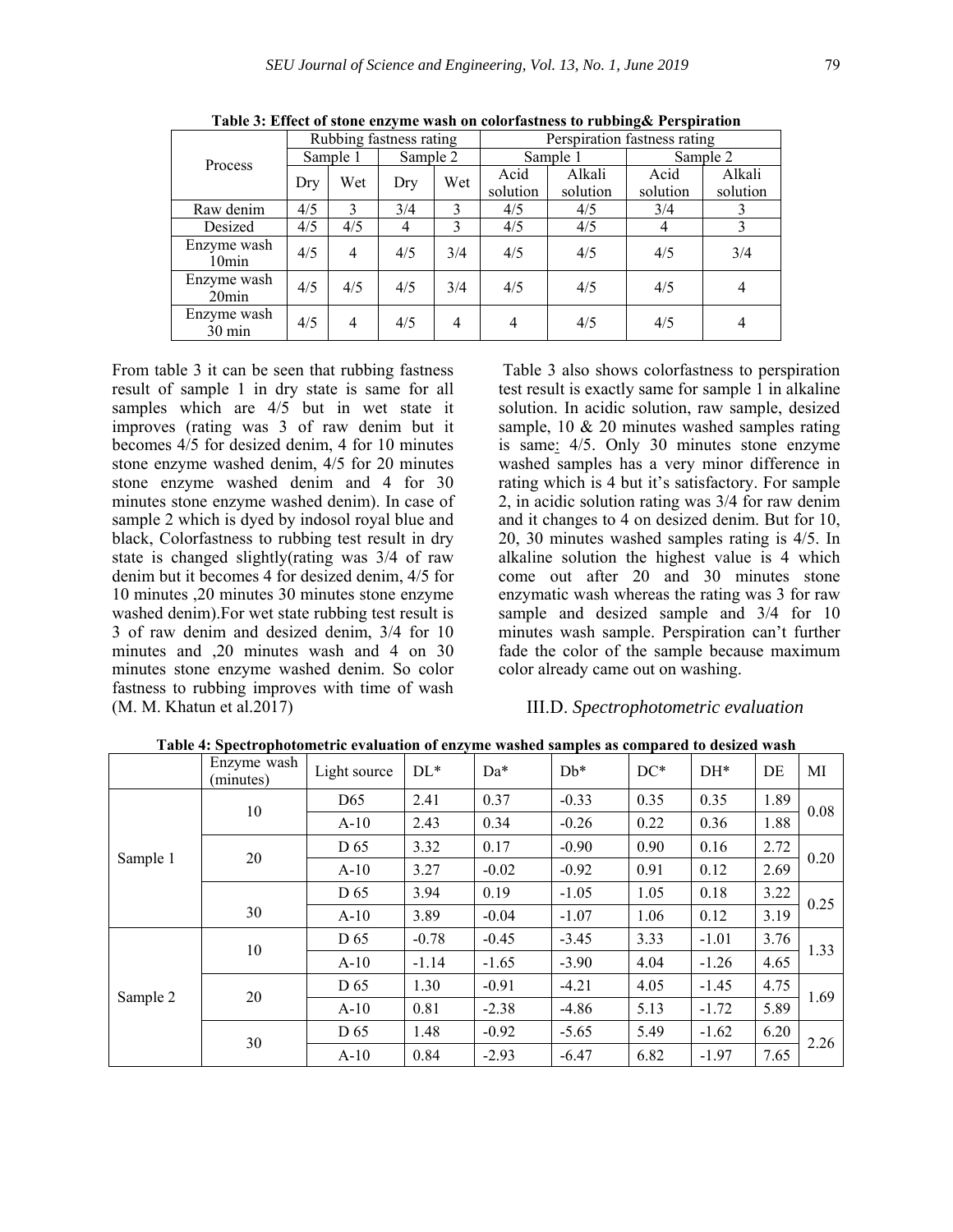**Table 3: Effect of stone enzyme wash on colorfastness to rubbing& Perspiration**

| Process | Rubbing fastness rating | | | | Perspiration fastness rating | | | |
|---|---|---|---|---|---|---|---|---|
| | Sample 1 | | Sample 2 | | Sample 1 | | Sample 2 | |
| | Dry | Wet | Dry | Wet | Acid solution | Alkali solution | Acid solution | Alkali solution |
| Raw denim | 4/5 | 3 | 3/4 | 3 | 4/5 | 4/5 | 3/4 | 3 |
| Desized | 4/5 | 4/5 | 4 | 3 | 4/5 | 4/5 | 4 | 3 |
| Enzyme wash 10min | 4/5 | 4 | 4/5 | 3/4 | 4/5 | 4/5 | 4/5 | 3/4 |
| Enzyme wash 20min | 4/5 | 4/5 | 4/5 | 3/4 | 4/5 | 4/5 | 4/5 | 4 |
| Enzyme wash 30 min | 4/5 | 4 | 4/5 | 4 | 4 | 4/5 | 4/5 | 4 |

From table 3 it can be seen that rubbing fastness result of sample 1 in dry state is same for all samples which are 4/5 but in wet state it improves (rating was 3 of raw denim but it becomes 4/5 for desized denim, 4 for 10 minutes stone enzyme washed denim, 4/5 for 20 minutes stone enzyme washed denim and 4 for 30 minutes stone enzyme washed denim). In case of sample 2 which is dyed by indosol royal blue and black, Colorfastness to rubbing test result in dry state is changed slightly(rating was 3/4 of raw denim but it becomes 4 for desized denim, 4/5 for 10 minutes ,20 minutes 30 minutes stone enzyme washed denim).For wet state rubbing test result is 3 of raw denim and desized denim, 3/4 for 10 minutes and ,20 minutes wash and 4 on 30 minutes stone enzyme washed denim. So color fastness to rubbing improves with time of wash (M. M. Khatun et al.2017)

Table 3 also shows colorfastness to perspiration test result is exactly same for sample 1 in alkaline solution. In acidic solution, raw sample, desized sample, 10 & 20 minutes washed samples rating is same: 4/5. Only 30 minutes stone enzyme washed samples has a very minor difference in rating which is 4 but it's satisfactory. For sample 2, in acidic solution rating was 3/4 for raw denim and it changes to 4 on desized denim. But for 10, 20, 30 minutes washed samples rating is 4/5. In alkaline solution the highest value is 4 which come out after 20 and 30 minutes stone enzymatic wash whereas the rating was 3 for raw sample and desized sample and 3/4 for 10 minutes wash sample. Perspiration can't further fade the color of the sample because maximum color already came out on washing.

### III.D. *Spectrophotometric evaluation*

**Table 4: Spectrophotometric evaluation of enzyme washed samples as compared to desized wash**

| | Enzyme wash (minutes) | Light source | DL* | Da* | Db* | DC* | DH* | DE | MI |
|---|---|---|---|---|---|---|---|---|---|
| Sample 1 | 10 | D65 | 2.41 | 0.37 | -0.33 | 0.35 | 0.35 | 1.89 | 0.08 |
| | | A-10 | 2.43 | 0.34 | -0.26 | 0.22 | 0.36 | 1.88 | |
| | 20 | D 65 | 3.32 | 0.17 | -0.90 | 0.90 | 0.16 | 2.72 | 0.20 |
| | | A-10 | 3.27 | -0.02 | -0.92 | 0.91 | 0.12 | 2.69 | |
| | 30 | D 65 | 3.94 | 0.19 | -1.05 | 1.05 | 0.18 | 3.22 | 0.25 |
| | | A-10 | 3.89 | -0.04 | -1.07 | 1.06 | 0.12 | 3.19 | |
| Sample 2 | 10 | D 65 | -0.78 | -0.45 | -3.45 | 3.33 | -1.01 | 3.76 | 1.33 |
| | | A-10 | -1.14 | -1.65 | -3.90 | 4.04 | -1.26 | 4.65 | |
| | 20 | D 65 | 1.30 | -0.91 | -4.21 | 4.05 | -1.45 | 4.75 | 1.69 |
| | | A-10 | 0.81 | -2.38 | -4.86 | 5.13 | -1.72 | 5.89 | |
| | 30 | D 65 | 1.48 | -0.92 | -5.65 | 5.49 | -1.62 | 6.20 | 2.26 |
| | | A-10 | 0.84 | -2.93 | -6.47 | 6.82 | -1.97 | 7.65 | |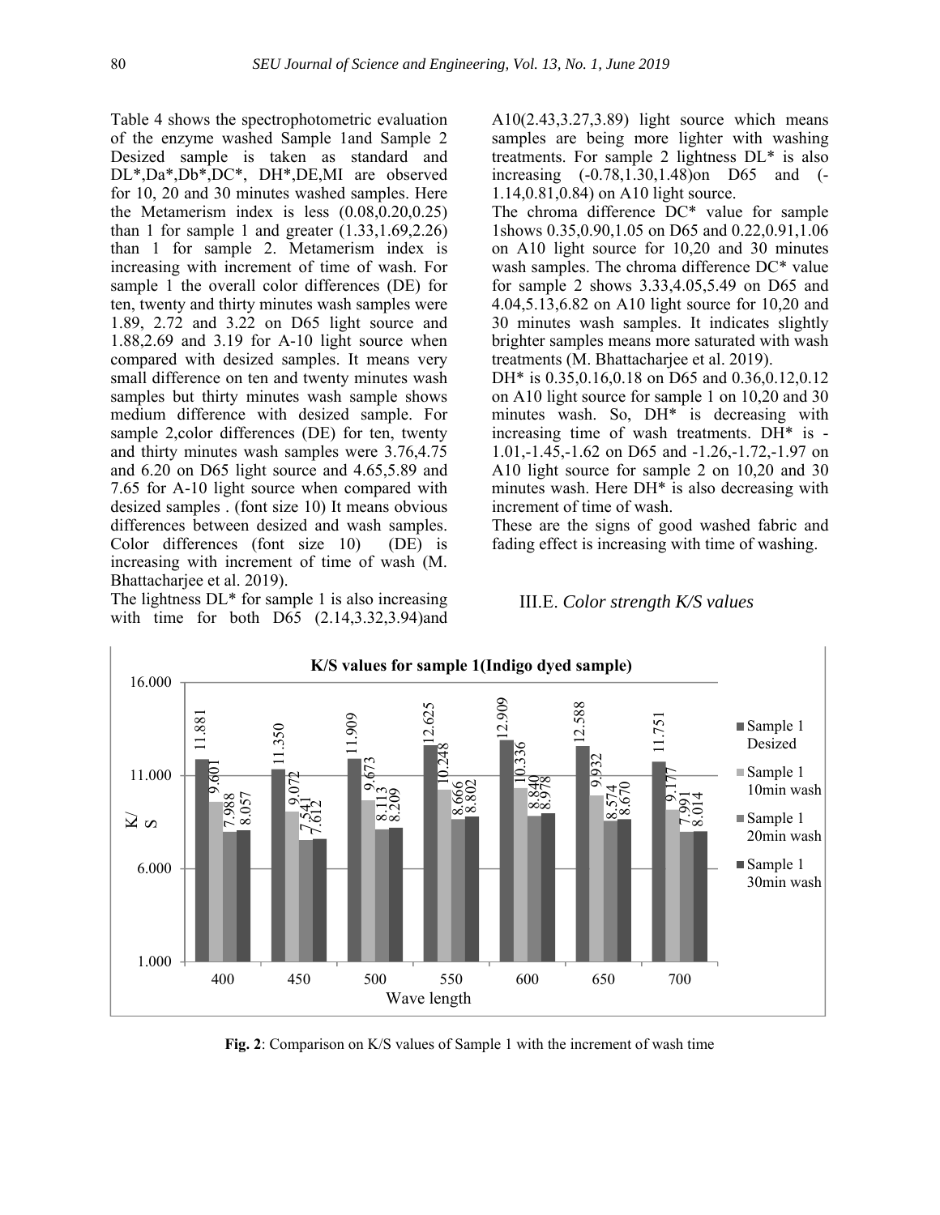Table 4 shows the spectrophotometric evaluation of the enzyme washed Sample 1and Sample 2 Desized sample is taken as standard and DL*,Da*,Db*,DC*, DH*,DE,MI are observed for 10, 20 and 30 minutes washed samples. Here the Metamerism index is less (0.08,0.20,0.25) than 1 for sample 1 and greater (1.33,1.69,2.26) than 1 for sample 2. Metamerism index is increasing with increment of time of wash. For sample 1 the overall color differences (DE) for ten, twenty and thirty minutes wash samples were 1.89, 2.72 and 3.22 on D65 light source and 1.88,2.69 and 3.19 for A-10 light source when compared with desized samples. It means very small difference on ten and twenty minutes wash samples but thirty minutes wash sample shows medium difference with desized sample. For sample 2,color differences (DE) for ten, twenty and thirty minutes wash samples were 3.76,4.75 and 6.20 on D65 light source and 4.65,5.89 and 7.65 for A-10 light source when compared with desized samples . (font size 10) It means obvious differences between desized and wash samples. Color differences (font size 10) (DE) is increasing with increment of time of wash (M. Bhattacharjee et al. 2019).

The lightness DL* for sample 1 is also increasing with time for both D65 (2.14,3.32,3.94)and A10(2.43,3.27,3.89) light source which means samples are being more lighter with washing treatments. For sample 2 lightness DL* is also increasing (-0.78,1.30,1.48)on D65 and (-1.14,0.81,0.84) on A10 light source.

The chroma difference DC* value for sample 1shows 0.35,0.90,1.05 on D65 and 0.22,0.91,1.06 on A10 light source for 10,20 and 30 minutes wash samples. The chroma difference DC* value for sample 2 shows 3.33,4.05,5.49 on D65 and 4.04,5.13,6.82 on A10 light source for 10,20 and 30 minutes wash samples. It indicates slightly brighter samples means more saturated with wash treatments (M. Bhattacharjee et al. 2019).

DH* is 0.35,0.16,0.18 on D65 and 0.36,0.12,0.12 on A10 light source for sample 1 on 10,20 and 30 minutes wash. So, DH* is decreasing with increasing time of wash treatments. DH* is -1.01,-1.45,-1.62 on D65 and -1.26,-1.72,-1.97 on A10 light source for sample 2 on 10,20 and 30 minutes wash. Here DH* is also decreasing with increment of time of wash.

These are the signs of good washed fabric and fading effect is increasing with time of washing.

### III.E. *Color strength K/S values*

**K/S values for sample 1(Indigo dyed sample)**

| Wave length | Sample 1 Desized | Sample 1 10min wash | Sample 1 20min wash | Sample 1 30min wash |
|---|---|---|---|---|
| 400 | 11.881 | 9.601 | 7.988 | 8.057 |
| 450 | 11.350 | 9.072 | 7.541 | 7.612 |
| 500 | 11.909 | 9.673 | 8.113 | 8.209 |
| 550 | 12.625 | 10.248 | 8.666 | 8.802 |
| 600 | 12.909 | 10.336 | 8.840 | 8.978 |
| 650 | 12.588 | 9.932 | 8.574 | 8.670 |
| 700 | 11.751 | 9.177 | 7.991 | 8.014 |

**Fig. 2**: Comparison on K/S values of Sample 1 with the increment of wash time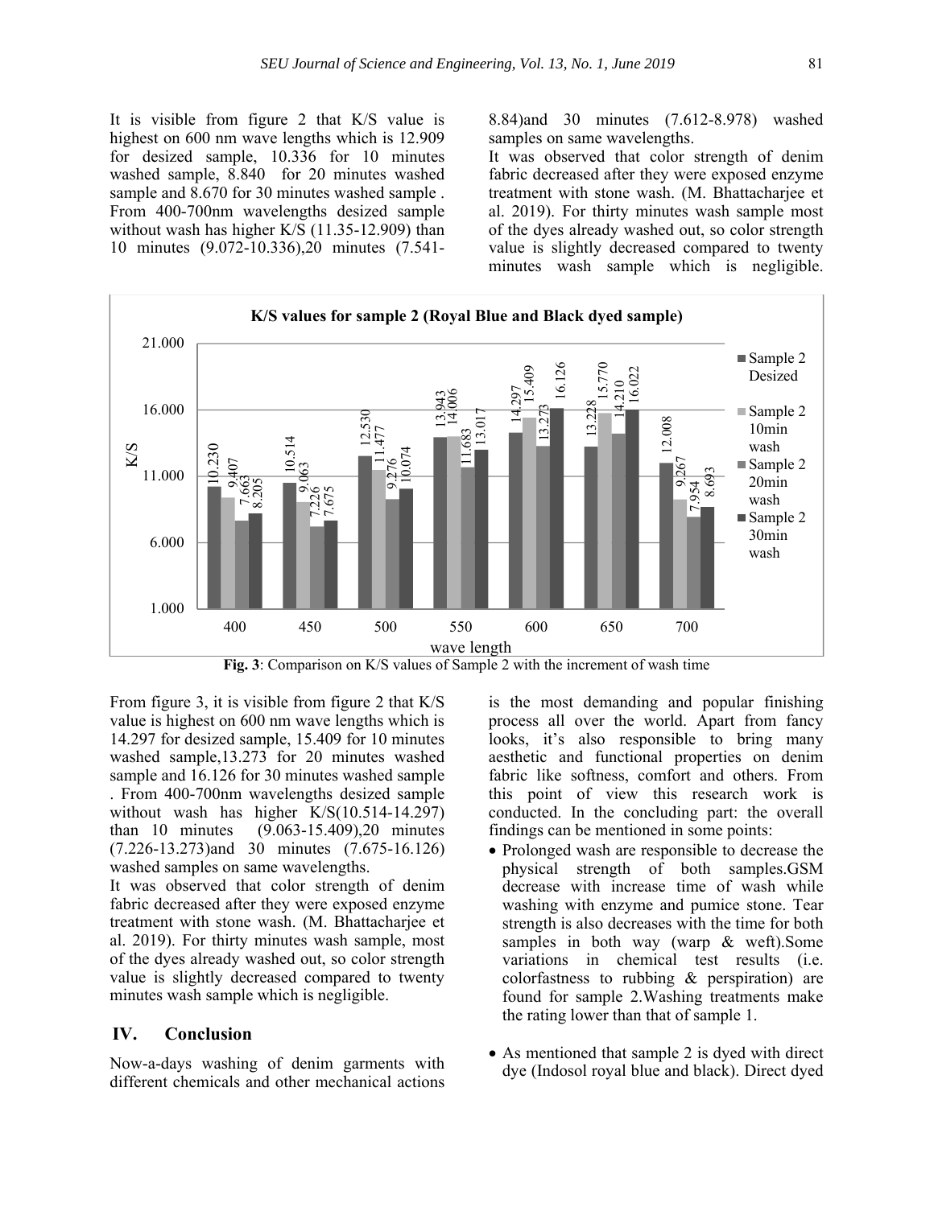It is visible from figure 2 that K/S value is highest on 600 nm wave lengths which is 12.909 for desized sample, 10.336 for 10 minutes washed sample, 8.840 for 20 minutes washed sample and 8.670 for 30 minutes washed sample . From 400-700nm wavelengths desized sample without wash has higher K/S (11.35-12.909) than 10 minutes (9.072-10.336),20 minutes (7.541-8.84)and 30 minutes (7.612-8.978) washed samples on same wavelengths.

It was observed that color strength of denim fabric decreased after they were exposed enzyme treatment with stone wash. (M. Bhattacharjee et al. 2019). For thirty minutes wash sample most of the dyes already washed out, so color strength value is slightly decreased compared to twenty minutes wash sample which is negligible.

**K/S values for sample 2 (Royal Blue and Black dyed sample)**

| wave length | Sample 2 Desized | Sample 2 10min wash | Sample 2 20min wash | Sample 2 30min wash |
|---|---|---|---|---|
| 400 | 10.230 | 9.407 | 7.663 | 8.205 |
| 450 | 10.514 | 9.063 | 7.226 | 7.675 |
| 500 | 12.530 | 11.477 | 9.276 | 10.074 |
| 550 | 13.943 | 14.006 | 11.683 | 13.017 |
| 600 | 14.297 | 15.409 | 13.273 | 16.126 |
| 650 | 13.228 | 15.770 | 14.210 | 16.022 |
| 700 | 12.008 | 9.267 | 7.954 | 8.693 |

**Fig. 3**: Comparison on K/S values of Sample 2 with the increment of wash time

From figure 3, it is visible from figure 2 that K/S value is highest on 600 nm wave lengths which is 14.297 for desized sample, 15.409 for 10 minutes washed sample,13.273 for 20 minutes washed sample and 16.126 for 30 minutes washed sample . From 400-700nm wavelengths desized sample without wash has higher K/S(10.514-14.297) than 10 minutes (9.063-15.409),20 minutes (7.226-13.273)and 30 minutes (7.675-16.126) washed samples on same wavelengths.

It was observed that color strength of denim fabric decreased after they were exposed enzyme treatment with stone wash. (M. Bhattacharjee et al. 2019). For thirty minutes wash sample, most of the dyes already washed out, so color strength value is slightly decreased compared to twenty minutes wash sample which is negligible.

## IV. Conclusion

Now-a-days washing of denim garments with different chemicals and other mechanical actions is the most demanding and popular finishing process all over the world. Apart from fancy looks, it's also responsible to bring many aesthetic and functional properties on denim fabric like softness, comfort and others. From this point of view this research work is conducted. In the concluding part: the overall findings can be mentioned in some points:

- Prolonged wash are responsible to decrease the physical strength of both samples.GSM decrease with increase time of wash while washing with enzyme and pumice stone. Tear strength is also decreases with the time for both samples in both way (warp & weft).Some variations in chemical test results (i.e. colorfastness to rubbing & perspiration) are found for sample 2.Washing treatments make the rating lower than that of sample 1.
- As mentioned that sample 2 is dyed with direct dye (Indosol royal blue and black). Direct dyed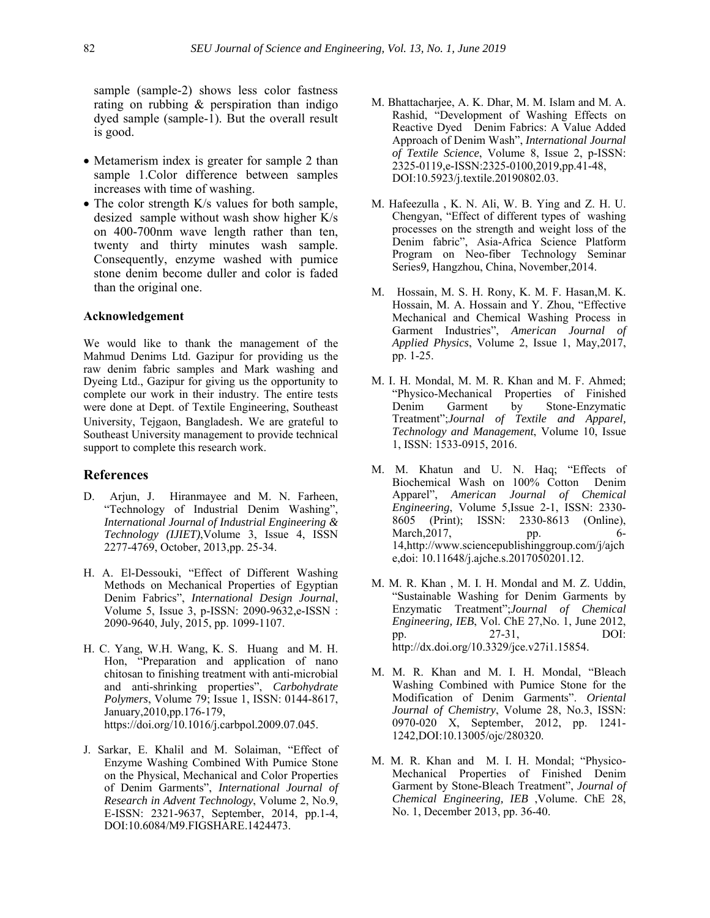sample (sample-2) shows less color fastness rating on rubbing & perspiration than indigo dyed sample (sample-1). But the overall result is good.

- Metamerism index is greater for sample 2 than sample 1.Color difference between samples increases with time of washing.
- The color strength K/s values for both sample, desized sample without wash show higher K/s on 400-700nm wave length rather than ten, twenty and thirty minutes wash sample. Consequently, enzyme washed with pumice stone denim become duller and color is faded than the original one.

### Acknowledgement

We would like to thank the management of the Mahmud Denims Ltd. Gazipur for providing us the raw denim fabric samples and Mark washing and Dyeing Ltd., Gazipur for giving us the opportunity to complete our work in their industry. The entire tests were done at Dept. of Textile Engineering, Southeast University, Tejgaon, Bangladesh. We are grateful to Southeast University management to provide technical support to complete this research work.

## References

D. Arjun, J. Hiranmayee and M. N. Farheen, "Technology of Industrial Denim Washing", *International Journal of Industrial Engineering & Technology (IJIET)*,Volume 3, Issue 4, ISSN 2277-4769, October, 2013,pp. 25-34.

H. A. El-Dessouki, "Effect of Different Washing Methods on Mechanical Properties of Egyptian Denim Fabrics", *International Design Journal*, Volume 5, Issue 3, p-ISSN: 2090-9632,e-ISSN : 2090-9640, July, 2015, pp. 1099-1107.

H. C. Yang, W.H. Wang, K. S. Huang and M. H. Hon, "Preparation and application of nano chitosan to finishing treatment with anti-microbial and anti-shrinking properties", *Carbohydrate Polymers*, Volume 79; Issue 1, ISSN: 0144-8617, January,2010,pp.176-179, https://doi.org/10.1016/j.carbpol.2009.07.045.

J. Sarkar, E. Khalil and M. Solaiman, "Effect of Enzyme Washing Combined With Pumice Stone on the Physical, Mechanical and Color Properties of Denim Garments", *International Journal of Research in Advent Technology*, Volume 2, No.9, E-ISSN: 2321-9637, September, 2014, pp.1-4, DOI:10.6084/M9.FIGSHARE.1424473.

M. Bhattacharjee, A. K. Dhar, M. M. Islam and M. A. Rashid, "Development of Washing Effects on Reactive Dyed Denim Fabrics: A Value Added Approach of Denim Wash", *International Journal of Textile Science*, Volume 8, Issue 2, p-ISSN: 2325-0119,e-ISSN:2325-0100,2019,pp.41-48, DOI:10.5923/j.textile.20190802.03.

M. Hafeezulla , K. N. Ali, W. B. Ying and Z. H. U. Chengyan, "Effect of different types of washing processes on the strength and weight loss of the Denim fabric", Asia-Africa Science Platform Program on Neo-fiber Technology Seminar Series9, Hangzhou, China, November,2014.

M. Hossain, M. S. H. Rony, K. M. F. Hasan,M. K. Hossain, M. A. Hossain and Y. Zhou, "Effective Mechanical and Chemical Washing Process in Garment Industries", *American Journal of Applied Physics*, Volume 2, Issue 1, May,2017, pp. 1-25.

M. I. H. Mondal, M. M. R. Khan and M. F. Ahmed; "Physico-Mechanical Properties of Finished Denim Garment by Stone-Enzymatic Treatment";*Journal of Textile and Apparel, Technology and Management*, Volume 10, Issue 1, ISSN: 1533-0915, 2016.

M. M. Khatun and U. N. Haq; "Effects of Biochemical Wash on 100% Cotton Denim Apparel", *American Journal of Chemical Engineering*, Volume 5,Issue 2-1, ISSN: 2330-8605 (Print); ISSN: 2330-8613 (Online), March,2017, pp. 6-14,http://www.sciencepublishinggroup.com/j/ajche,doi: 10.11648/j.ajche.s.2017050201.12.

M. M. R. Khan , M. I. H. Mondal and M. Z. Uddin, "Sustainable Washing for Denim Garments by Enzymatic Treatment";*Journal of Chemical Engineering, IEB*, Vol. ChE 27,No. 1, June 2012, pp. 27-31, DOI: http://dx.doi.org/10.3329/jce.v27i1.15854.

M. M. R. Khan and M. I. H. Mondal, "Bleach Washing Combined with Pumice Stone for the Modification of Denim Garments". *Oriental Journal of Chemistry*, Volume 28, No.3, ISSN: 0970-020 X, September, 2012, pp. 1241-1242,DOI:10.13005/ojc/280320.

M. M. R. Khan and M. I. H. Mondal; "Physico-Mechanical Properties of Finished Denim Garment by Stone-Bleach Treatment", *Journal of Chemical Engineering, IEB* ,Volume. ChE 28, No. 1, December 2013, pp. 36-40.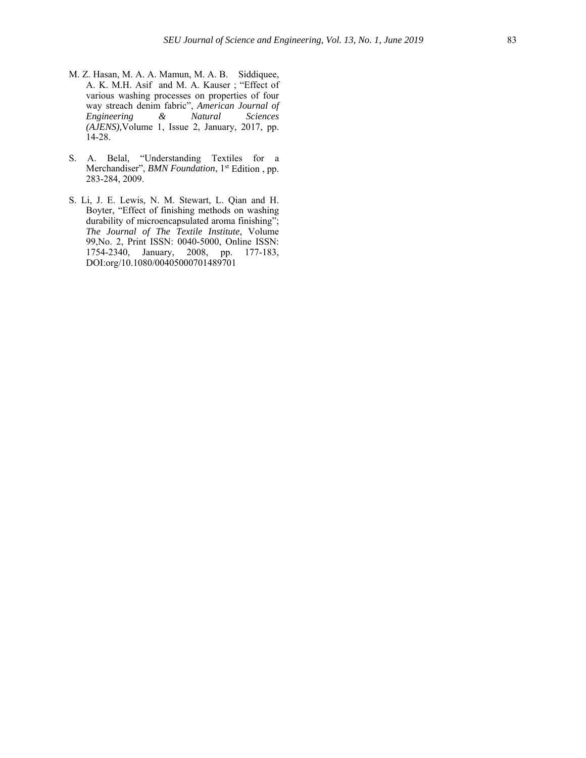M. Z. Hasan, M. A. A. Mamun, M. A. B. Siddiquee, A. K. M.H. Asif and M. A. Kauser ; "Effect of various washing processes on properties of four way streach denim fabric", *American Journal of Engineering & Natural Sciences (AJENS),*Volume 1, Issue 2, January, 2017, pp. 14-28.

S. A. Belal, "Understanding Textiles for a Merchandiser", *BMN Foundation*, 1st Edition , pp. 283-284, 2009.

S. Li, J. E. Lewis, N. M. Stewart, L. Qian and H. Boyter, "Effect of finishing methods on washing durability of microencapsulated aroma finishing"; *The Journal of The Textile Institute*, Volume 99,No. 2, Print ISSN: 0040-5000, Online ISSN: 1754-2340, January, 2008, pp. 177-183, DOI:org/10.1080/00405000701489701